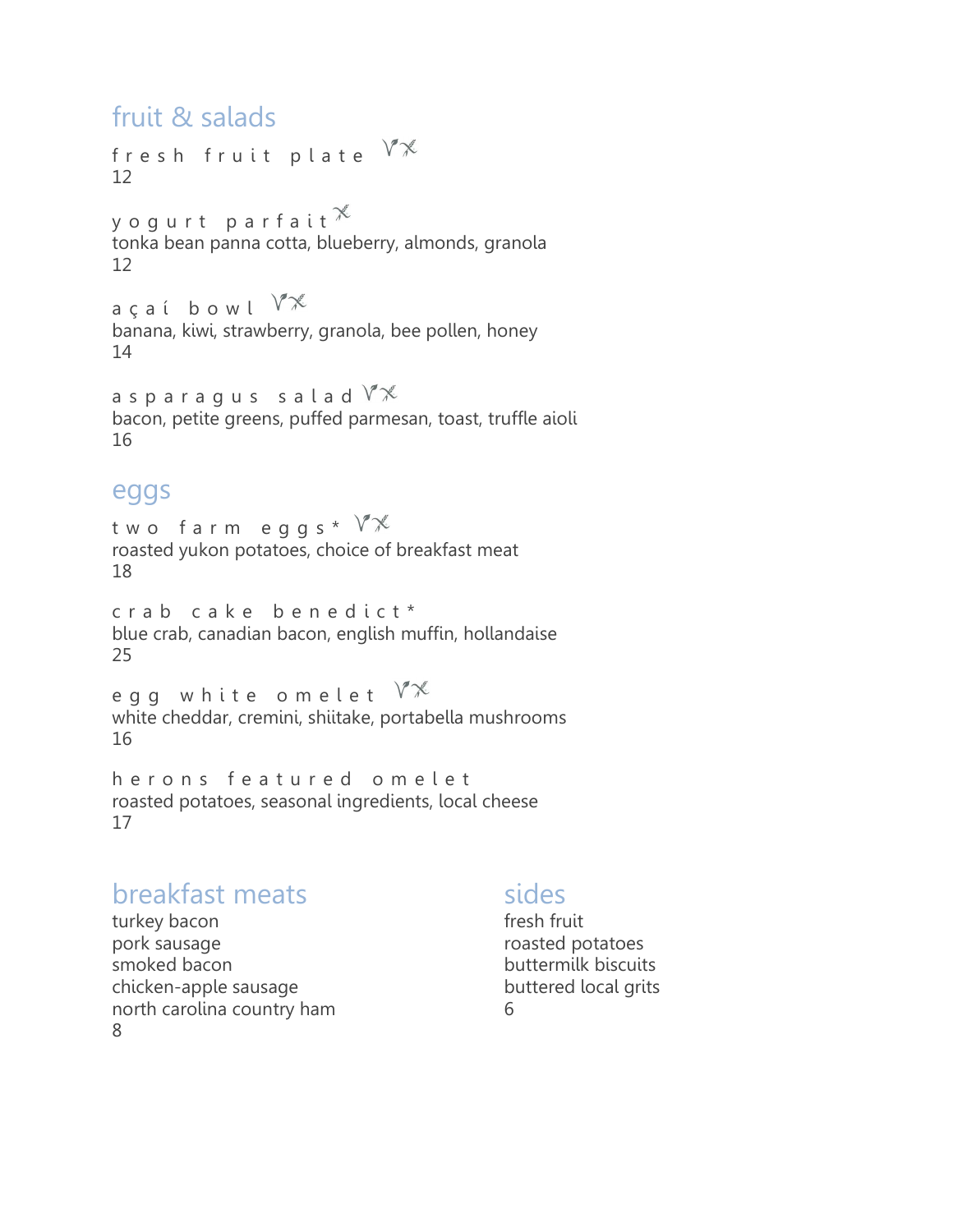## fruit & salads

fresh fruit plate V✕
12

yogurt parfait ✕
tonka bean panna cotta, blueberry, almonds, granola
12

açaí bowl V✕
banana, kiwi, strawberry, granola, bee pollen, honey
14

asparagus salad V✕
bacon, petite greens, puffed parmesan, toast, truffle aioli
16

## eggs

two farm eggs* V✕
roasted yukon potatoes, choice of breakfast meat
18

crab cake benedict*
blue crab, canadian bacon, english muffin, hollandaise
25

egg white omelet V✕
white cheddar, cremini, shiitake, portabella mushrooms
16

herons featured omelet
roasted potatoes, seasonal ingredients, local cheese
17

## breakfast meats

turkey bacon
pork sausage
smoked bacon
chicken-apple sausage
north carolina country ham
8

## sides

fresh fruit
roasted potatoes
buttermilk biscuits
buttered local grits
6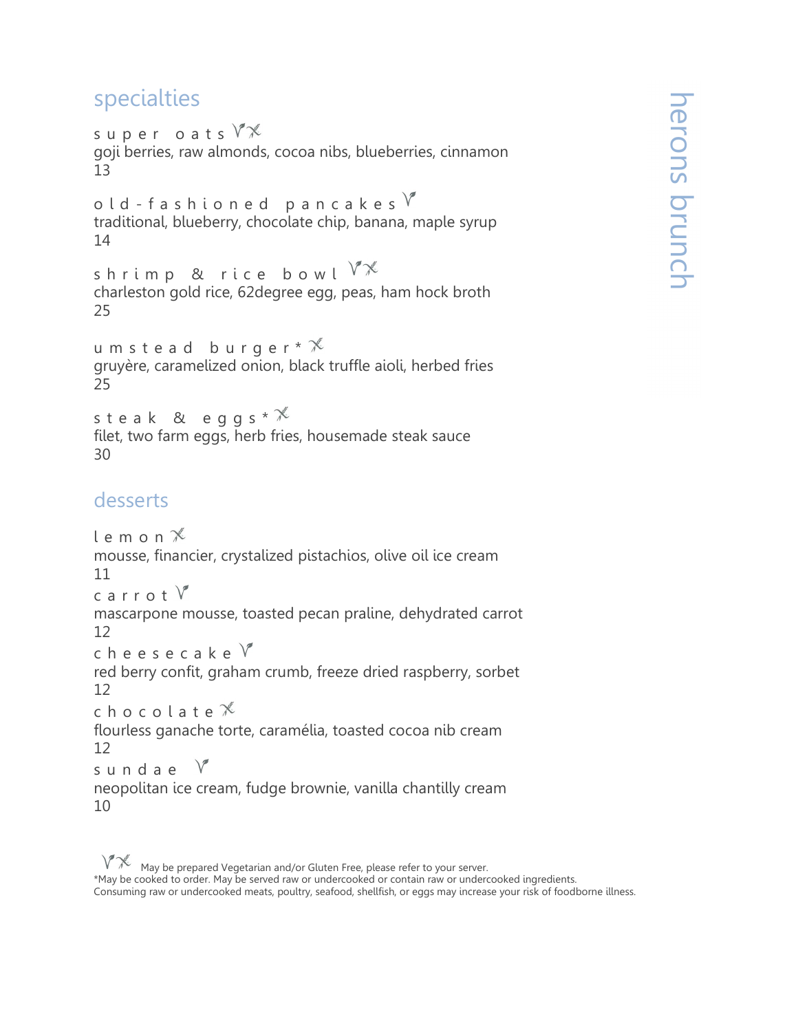# herons brunch

## specialties

**super oats** V ✗
goji berries, raw almonds, cocoa nibs, blueberries, cinnamon
13

**old-fashioned pancakes** V
traditional, blueberry, chocolate chip, banana, maple syrup
14

**shrimp & rice bowl** V ✗
charleston gold rice, 62degree egg, peas, ham hock broth
25

**umstead burger*** ✗
gruyère, caramelized onion, black truffle aioli, herbed fries
25

**steak & eggs*** ✗
filet, two farm eggs, herb fries, housemade steak sauce
30

## desserts

**lemon** ✗
mousse, financier, crystalized pistachios, olive oil ice cream
11

**carrot** V
mascarpone mousse, toasted pecan praline, dehydrated carrot
12

**cheesecake** V
red berry confit, graham crumb, freeze dried raspberry, sorbet
12

**chocolate** ✗
flourless ganache torte, caramélia, toasted cocoa nib cream
12

**sundae** V
neopolitan ice cream, fudge brownie, vanilla chantilly cream
10

V ✗ May be prepared Vegetarian and/or Gluten Free, please refer to your server.
*May be cooked to order. May be served raw or undercooked or contain raw or undercooked ingredients.
Consuming raw or undercooked meats, poultry, seafood, shellfish, or eggs may increase your risk of foodborne illness.